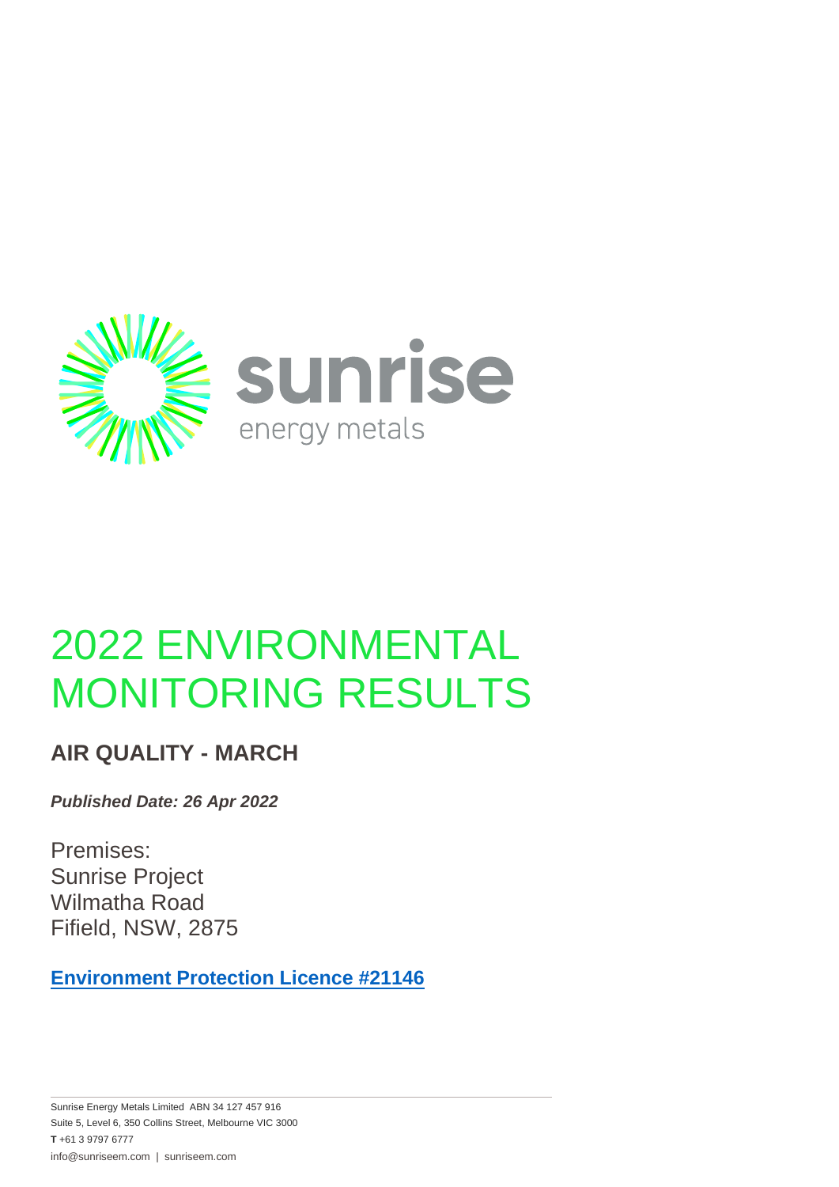sunrise

energy metals

# 2022 ENVIRONMENTAL MONITORING RESULTS

## AIR QUALITY - MARCH

***Published Date: 26 Apr 2022***

Premises:
Sunrise Project
Wilmatha Road
Fifield, NSW, 2875

**Environment Protection Licence #21146**

Sunrise Energy Metals Limited ABN 34 127 457 916
Suite 5, Level 6, 350 Collins Street, Melbourne VIC 3000
**T** +61 3 9797 6777
info@sunriseem.com | sunriseem.com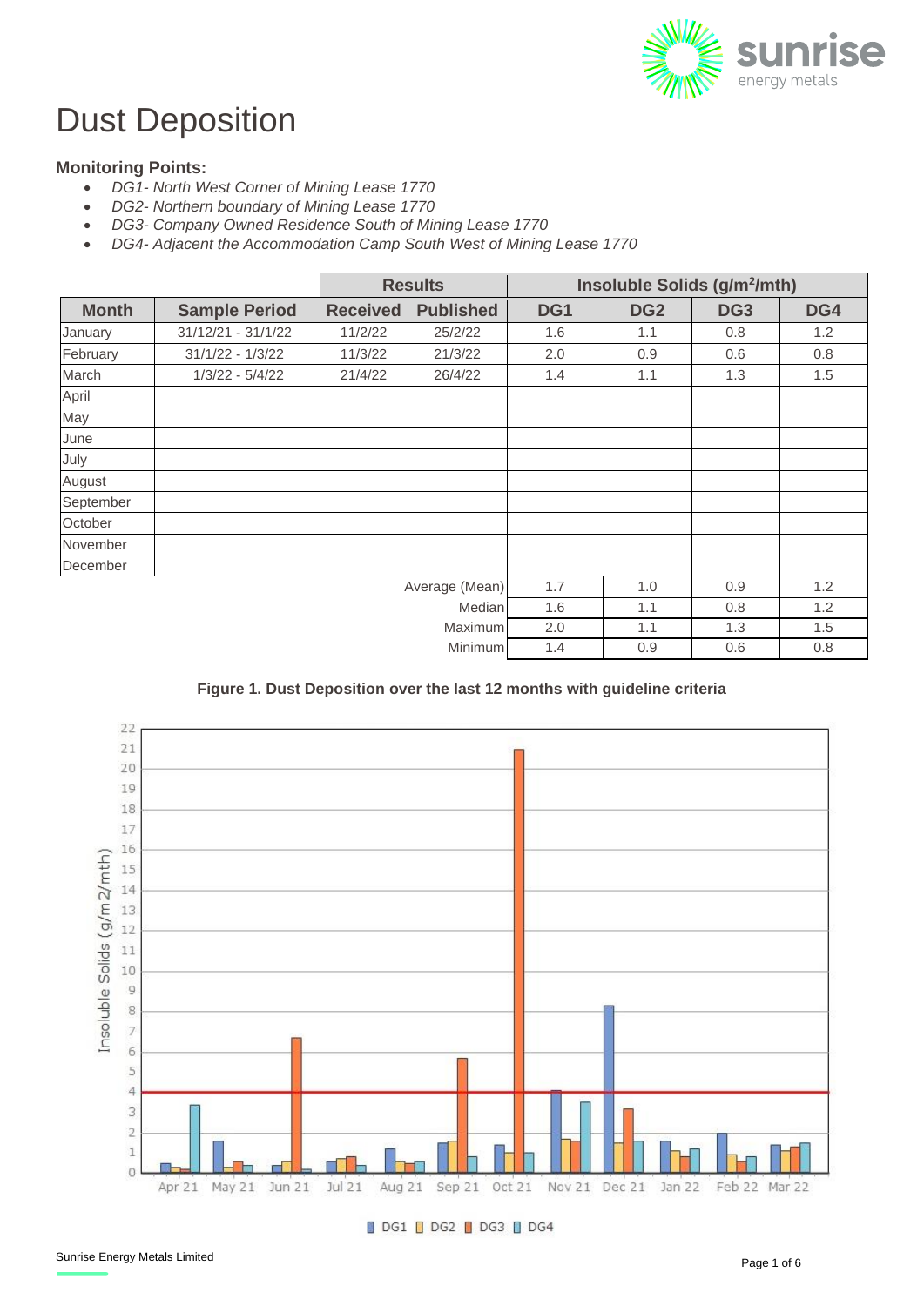# Dust Deposition

**Monitoring Points:**

- *DG1- North West Corner of Mining Lease 1770*
- *DG2- Northern boundary of Mining Lease 1770*
- *DG3- Company Owned Residence South of Mining Lease 1770*
- *DG4- Adjacent the Accommodation Camp South West of Mining Lease 1770*

| | | Results | | Insoluble Solids (g/m²/mth) | | | |
|---|---|---|---|---|---|---|---|
| **Month** | **Sample Period** | **Received** | **Published** | **DG1** | **DG2** | **DG3** | **DG4** |
| January | 31/12/21 - 31/1/22 | 11/2/22 | 25/2/22 | 1.6 | 1.1 | 0.8 | 1.2 |
| February | 31/1/22 - 1/3/22 | 11/3/22 | 21/3/22 | 2.0 | 0.9 | 0.6 | 0.8 |
| March | 1/3/22 - 5/4/22 | 21/4/22 | 26/4/22 | 1.4 | 1.1 | 1.3 | 1.5 |
| April | | | | | | | |
| May | | | | | | | |
| June | | | | | | | |
| July | | | | | | | |
| August | | | | | | | |
| September | | | | | | | |
| October | | | | | | | |
| November | | | | | | | |
| December | | | | | | | |
| | | | Average (Mean) | 1.7 | 1.0 | 0.9 | 1.2 |
| | | | Median | 1.6 | 1.1 | 0.8 | 1.2 |
| | | | Maximum | 2.0 | 1.1 | 1.3 | 1.5 |
| | | | Minimum | 1.4 | 0.9 | 0.6 | 0.8 |

**Figure 1. Dust Deposition over the last 12 months with guideline criteria**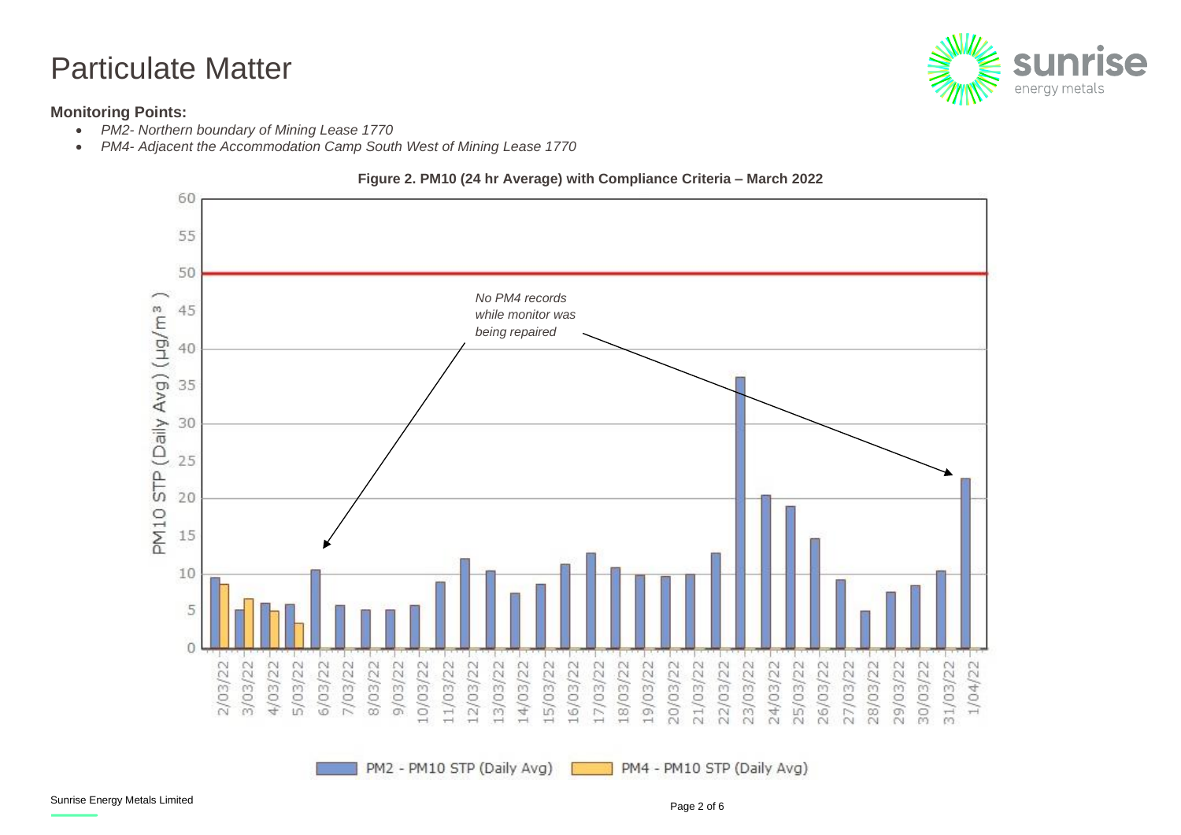# Particulate Matter

**Monitoring Points:**

- *PM2- Northern boundary of Mining Lease 1770*
- *PM4- Adjacent the Accommodation Camp South West of Mining Lease 1770*

**Figure 2. PM10 (24 hr Average) with Compliance Criteria – March 2022**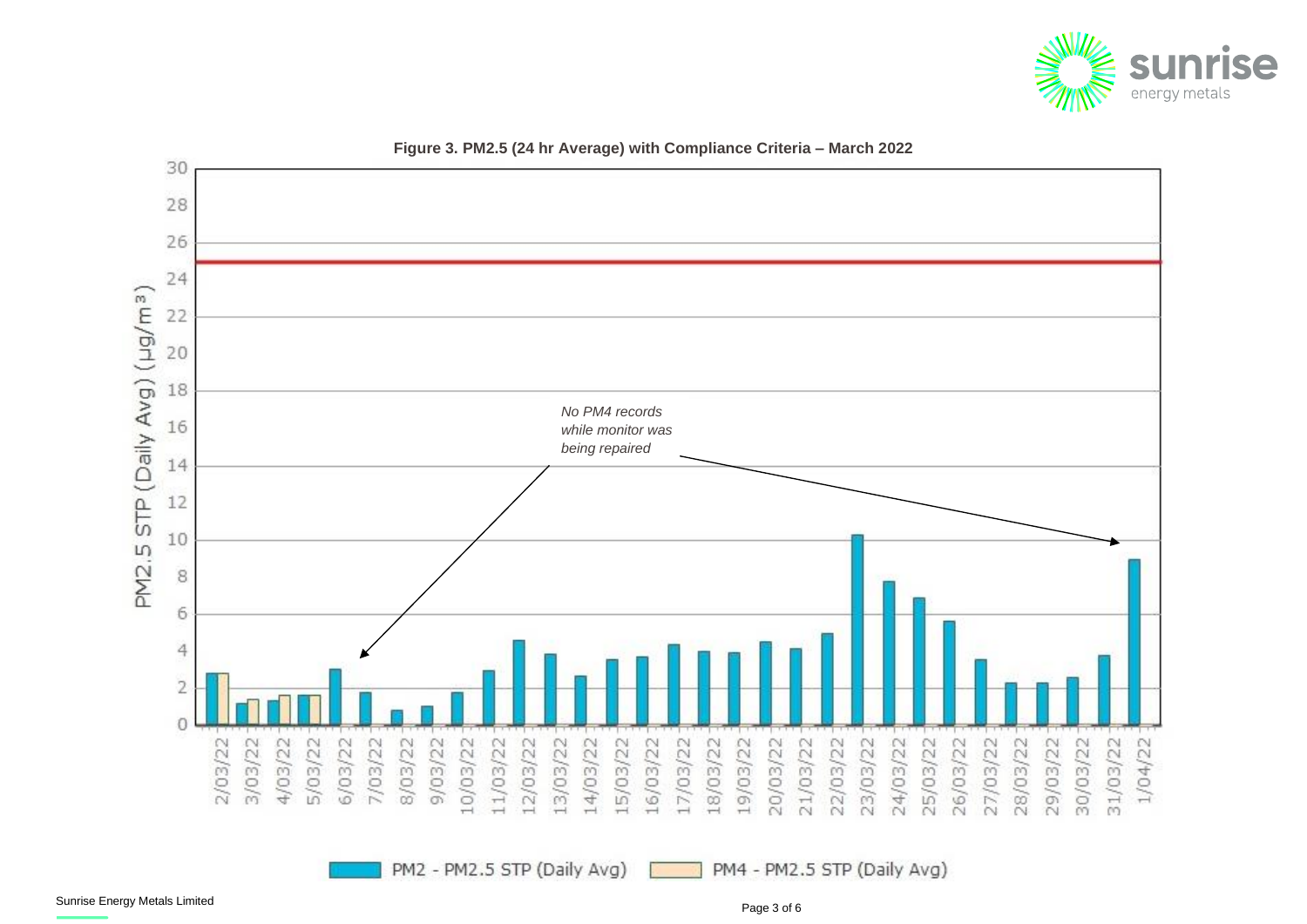**Figure 3. PM2.5 (24 hr Average) with Compliance Criteria – March 2022**

PM2.5 STP (Daily Avg) (µg/m³)

*No PM4 records while monitor was being repaired*

PM2 - PM2.5 STP (Daily Avg)    PM4 - PM2.5 STP (Daily Avg)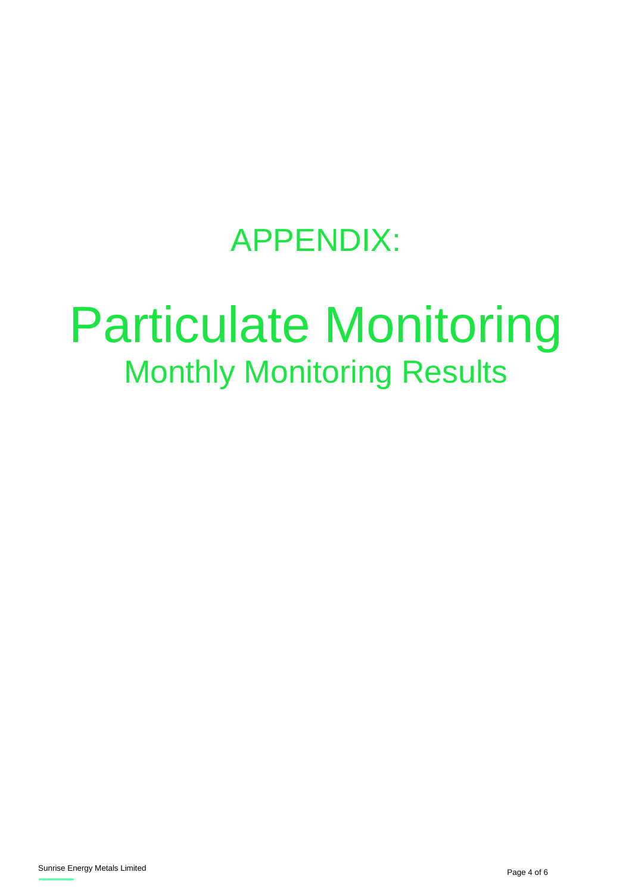## APPENDIX:

# Particulate Monitoring

## Monthly Monitoring Results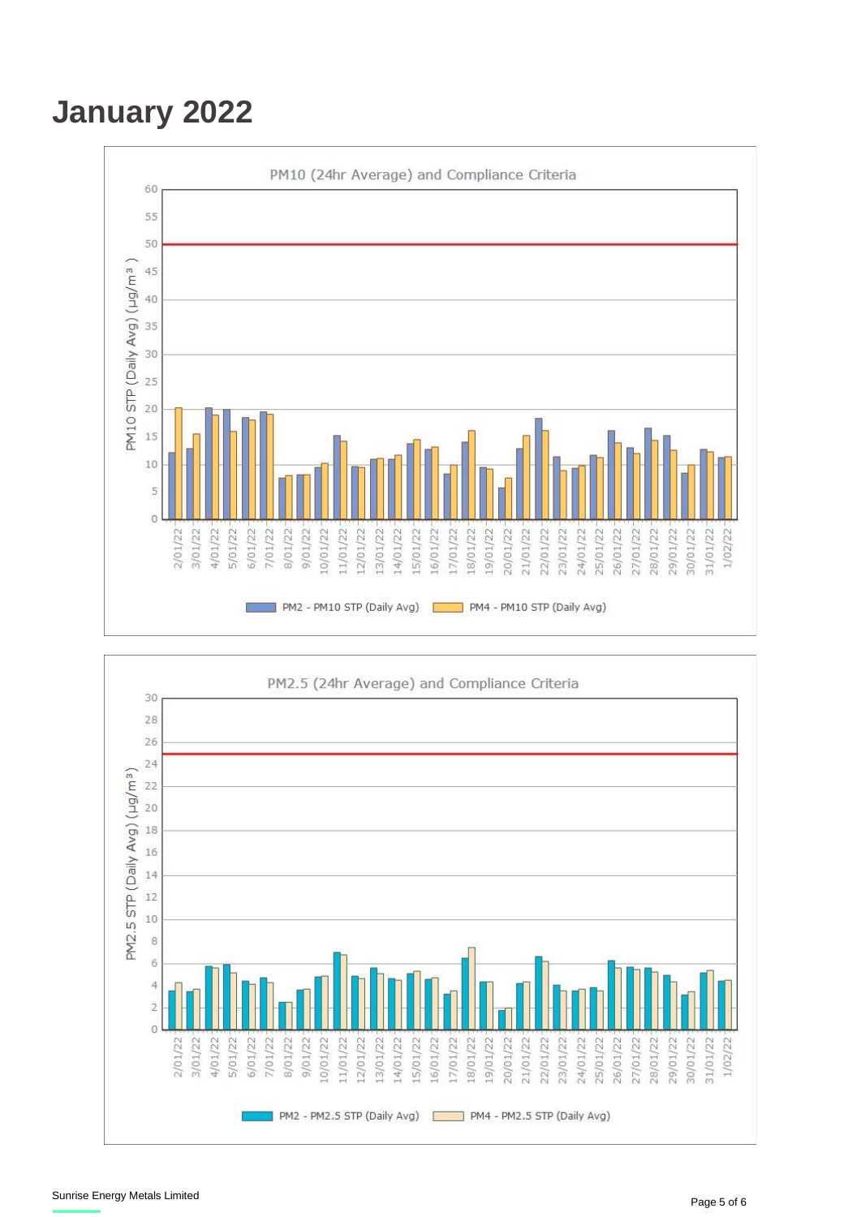# January 2022

PM10 (24hr Average) and Compliance Criteria

PM10 STP (Daily Avg) (µg/m³)

PM2 - PM10 STP (Daily Avg) | PM4 - PM10 STP (Daily Avg)

PM2.5 (24hr Average) and Compliance Criteria

PM2.5 STP (Daily Avg) (µg/m³)

PM2 - PM2.5 STP (Daily Avg) | PM4 - PM2.5 STP (Daily Avg)

Sunrise Energy Metals Limited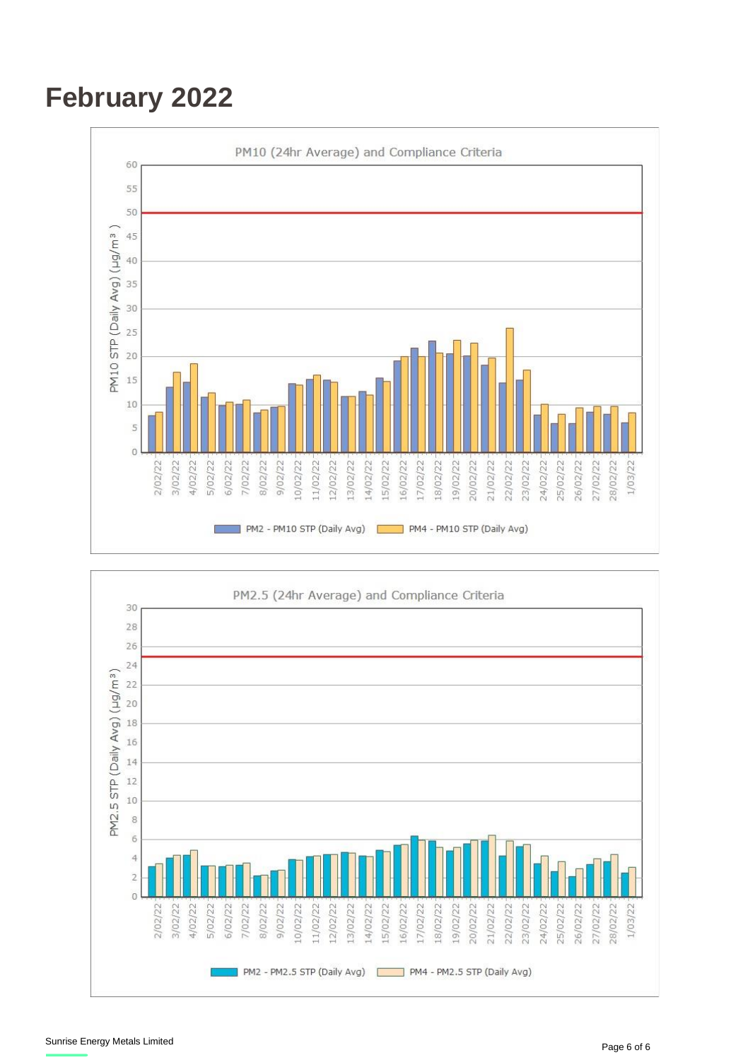# February 2022

PM10 (24hr Average) and Compliance Criteria

PM10 STP (Daily Avg) (µg/m³)

60
55
50
45
40
35
30
25
20
15
10
5
0

2/02/22
3/02/22
4/02/22
5/02/22
6/02/22
7/02/22
8/02/22
9/02/22
10/02/22
11/02/22
12/02/22
13/02/22
14/02/22
15/02/22
16/02/22
17/02/22
18/02/22
19/02/22
20/02/22
21/02/22
22/02/22
23/02/22
24/02/22
25/02/22
26/02/22
27/02/22
28/02/22
1/03/22

PM2 - PM10 STP (Daily Avg)
PM4 - PM10 STP (Daily Avg)

PM2.5 (24hr Average) and Compliance Criteria

PM2.5 STP (Daily Avg) (µg/m³)

30
28
26
24
22
20
18
16
14
12
10
8
6
4
2
0

2/02/22
3/02/22
4/02/22
5/02/22
6/02/22
7/02/22
8/02/22
9/02/22
10/02/22
11/02/22
12/02/22
13/02/22
14/02/22
15/02/22
16/02/22
17/02/22
18/02/22
19/02/22
20/02/22
21/02/22
22/02/22
23/02/22
24/02/22
25/02/22
26/02/22
27/02/22
28/02/22
1/03/22

PM2 - PM2.5 STP (Daily Avg)
PM4 - PM2.5 STP (Daily Avg)

Sunrise Energy Metals Limited